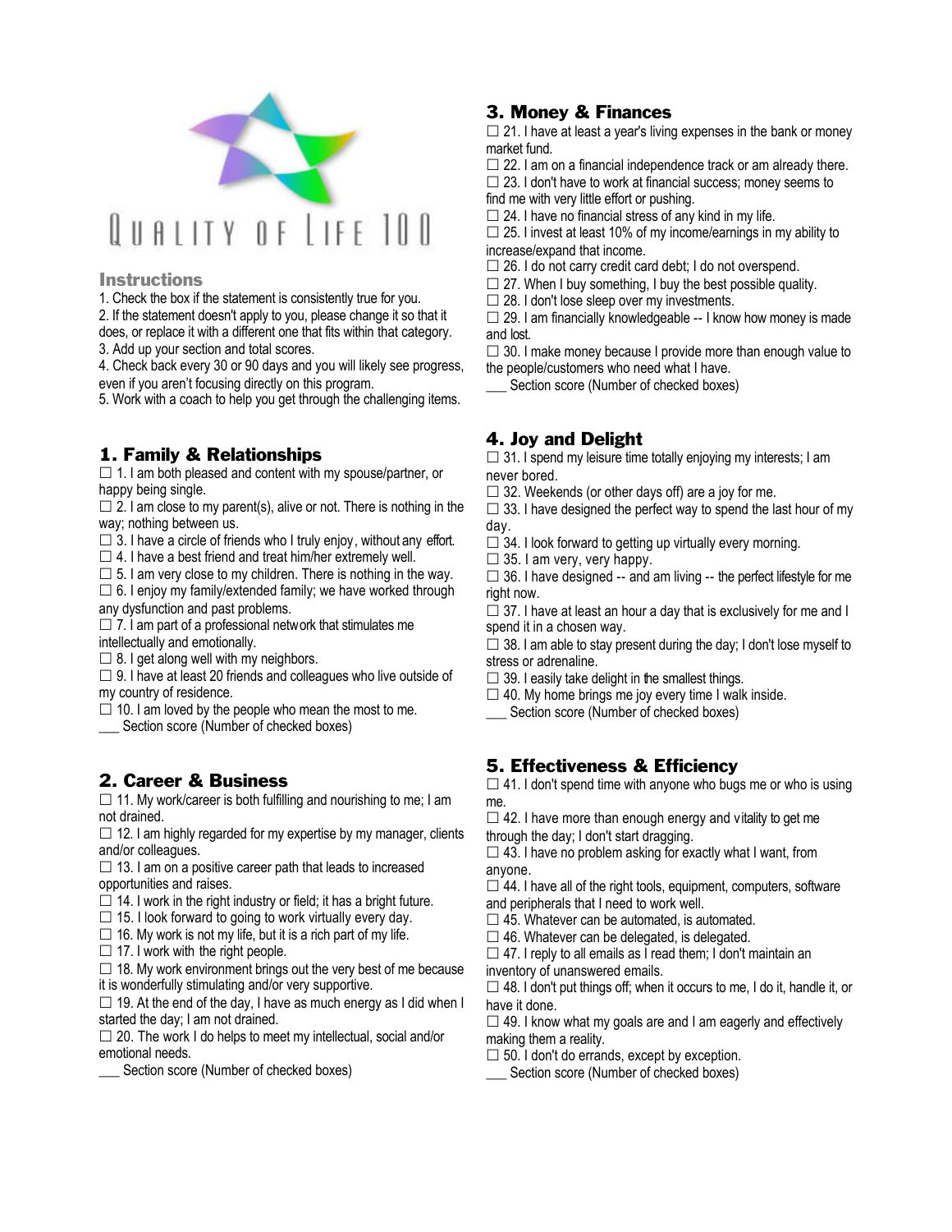# Quality of Life 100

## Instructions

1. Check the box if the statement is consistently true for you.
2. If the statement doesn't apply to you, please change it so that it does, or replace it with a different one that fits within that category.
3. Add up your section and total scores.
4. Check back every 30 or 90 days and you will likely see progress, even if you aren't focusing directly on this program.
5. Work with a coach to help you get through the challenging items.

## 1. Family & Relationships

☐ 1. I am both pleased and content with my spouse/partner, or happy being single.
☐ 2. I am close to my parent(s), alive or not. There is nothing in the way; nothing between us.
☐ 3. I have a circle of friends who I truly enjoy, without any effort.
☐ 4. I have a best friend and treat him/her extremely well.
☐ 5. I am very close to my children. There is nothing in the way.
☐ 6. I enjoy my family/extended family; we have worked through any dysfunction and past problems.
☐ 7. I am part of a professional network that stimulates me intellectually and emotionally.
☐ 8. I get along well with my neighbors.
☐ 9. I have at least 20 friends and colleagues who live outside of my country of residence.
☐ 10. I am loved by the people who mean the most to me.
___ Section score (Number of checked boxes)

## 2. Career & Business

☐ 11. My work/career is both fulfilling and nourishing to me; I am not drained.
☐ 12. I am highly regarded for my expertise by my manager, clients and/or colleagues.
☐ 13. I am on a positive career path that leads to increased opportunities and raises.
☐ 14. I work in the right industry or field; it has a bright future.
☐ 15. I look forward to going to work virtually every day.
☐ 16. My work is not my life, but it is a rich part of my life.
☐ 17. I work with the right people.
☐ 18. My work environment brings out the very best of me because it is wonderfully stimulating and/or very supportive.
☐ 19. At the end of the day, I have as much energy as I did when I started the day; I am not drained.
☐ 20. The work I do helps to meet my intellectual, social and/or emotional needs.
___ Section score (Number of checked boxes)

## 3. Money & Finances

☐ 21. I have at least a year's living expenses in the bank or money market fund.
☐ 22. I am on a financial independence track or am already there.
☐ 23. I don't have to work at financial success; money seems to find me with very little effort or pushing.
☐ 24. I have no financial stress of any kind in my life.
☐ 25. I invest at least 10% of my income/earnings in my ability to increase/expand that income.
☐ 26. I do not carry credit card debt; I do not overspend.
☐ 27. When I buy something, I buy the best possible quality.
☐ 28. I don't lose sleep over my investments.
☐ 29. I am financially knowledgeable -- I know how money is made and lost.
☐ 30. I make money because I provide more than enough value to the people/customers who need what I have.
___ Section score (Number of checked boxes)

## 4. Joy and Delight

☐ 31. I spend my leisure time totally enjoying my interests; I am never bored.
☐ 32. Weekends (or other days off) are a joy for me.
☐ 33. I have designed the perfect way to spend the last hour of my day.
☐ 34. I look forward to getting up virtually every morning.
☐ 35. I am very, very happy.
☐ 36. I have designed -- and am living -- the perfect lifestyle for me right now.
☐ 37. I have at least an hour a day that is exclusively for me and I spend it in a chosen way.
☐ 38. I am able to stay present during the day; I don't lose myself to stress or adrenaline.
☐ 39. I easily take delight in the smallest things.
☐ 40. My home brings me joy every time I walk inside.
___ Section score (Number of checked boxes)

## 5. Effectiveness & Efficiency

☐ 41. I don't spend time with anyone who bugs me or who is using me.
☐ 42. I have more than enough energy and vitality to get me through the day; I don't start dragging.
☐ 43. I have no problem asking for exactly what I want, from anyone.
☐ 44. I have all of the right tools, equipment, computers, software and peripherals that I need to work well.
☐ 45. Whatever can be automated, is automated.
☐ 46. Whatever can be delegated, is delegated.
☐ 47. I reply to all emails as I read them; I don't maintain an inventory of unanswered emails.
☐ 48. I don't put things off; when it occurs to me, I do it, handle it, or have it done.
☐ 49. I know what my goals are and I am eagerly and effectively making them a reality.
☐ 50. I don't do errands, except by exception.
___ Section score (Number of checked boxes)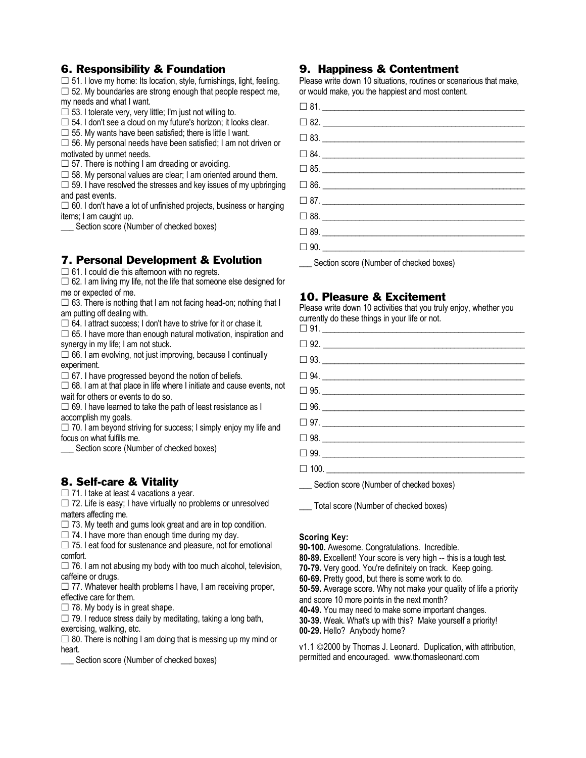## 6. Responsibility & Foundation

☐ 51. I love my home: Its location, style, furnishings, light, feeling.
☐ 52. My boundaries are strong enough that people respect me, my needs and what I want.
☐ 53. I tolerate very, very little; I'm just not willing to.
☐ 54. I don't see a cloud on my future's horizon; it looks clear.
☐ 55. My wants have been satisfied; there is little I want.
☐ 56. My personal needs have been satisfied; I am not driven or motivated by unmet needs.
☐ 57. There is nothing I am dreading or avoiding.
☐ 58. My personal values are clear; I am oriented around them.
☐ 59. I have resolved the stresses and key issues of my upbringing and past events.
☐ 60. I don't have a lot of unfinished projects, business or hanging items; I am caught up.
___ Section score (Number of checked boxes)

## 7. Personal Development & Evolution

☐ 61. I could die this afternoon with no regrets.
☐ 62. I am living my life, not the life that someone else designed for me or expected of me.
☐ 63. There is nothing that I am not facing head-on; nothing that I am putting off dealing with.
☐ 64. I attract success; I don't have to strive for it or chase it.
☐ 65. I have more than enough natural motivation, inspiration and synergy in my life; I am not stuck.
☐ 66. I am evolving, not just improving, because I continually experiment.
☐ 67. I have progressed beyond the notion of beliefs.
☐ 68. I am at that place in life where I initiate and cause events, not wait for others or events to do so.
☐ 69. I have learned to take the path of least resistance as I accomplish my goals.
☐ 70. I am beyond striving for success; I simply enjoy my life and focus on what fulfills me.
___ Section score (Number of checked boxes)

## 8. Self-care & Vitality

☐ 71. I take at least 4 vacations a year.
☐ 72. Life is easy; I have virtually no problems or unresolved matters affecting me.
☐ 73. My teeth and gums look great and are in top condition.
☐ 74. I have more than enough time during my day.
☐ 75. I eat food for sustenance and pleasure, not for emotional comfort.
☐ 76. I am not abusing my body with too much alcohol, television, caffeine or drugs.
☐ 77. Whatever health problems I have, I am receiving proper, effective care for them.
☐ 78. My body is in great shape.
☐ 79. I reduce stress daily by meditating, taking a long bath, exercising, walking, etc.
☐ 80. There is nothing I am doing that is messing up my mind or heart.
___ Section score (Number of checked boxes)

## 9. Happiness & Contentment

Please write down 10 situations, routines or scenarious that make, or would make, you the happiest and most content.

☐ 81. ______________________________________________
☐ 82. ______________________________________________
☐ 83. ______________________________________________
☐ 84. ______________________________________________
☐ 85. ______________________________________________
☐ 86. ______________________________________________
☐ 87. ______________________________________________
☐ 88. ______________________________________________
☐ 89. ______________________________________________
☐ 90. ______________________________________________
___ Section score (Number of checked boxes)

## 10. Pleasure & Excitement

Please write down 10 activities that you truly enjoy, whether you currently do these things in your life or not.

☐ 91. ______________________________________________
☐ 92. ______________________________________________
☐ 93. ______________________________________________
☐ 94. ______________________________________________
☐ 95. ______________________________________________
☐ 96. ______________________________________________
☐ 97. ______________________________________________
☐ 98. ______________________________________________
☐ 99. ______________________________________________
☐ 100. _____________________________________________
___ Section score (Number of checked boxes)

___ Total score (Number of checked boxes)

**Scoring Key:**

**90-100.** Awesome. Congratulations. Incredible.
**80-89.** Excellent! Your score is very high -- this is a tough test.
**70-79.** Very good. You're definitely on track. Keep going.
**60-69.** Pretty good, but there is some work to do.
**50-59.** Average score. Why not make your quality of life a priority and score 10 more points in the next month?
**40-49.** You may need to make some important changes.
**30-39.** Weak. What's up with this? Make yourself a priority!
**00-29.** Hello? Anybody home?

v1.1 ©2000 by Thomas J. Leonard. Duplication, with attribution, permitted and encouraged. www.thomasleonard.com